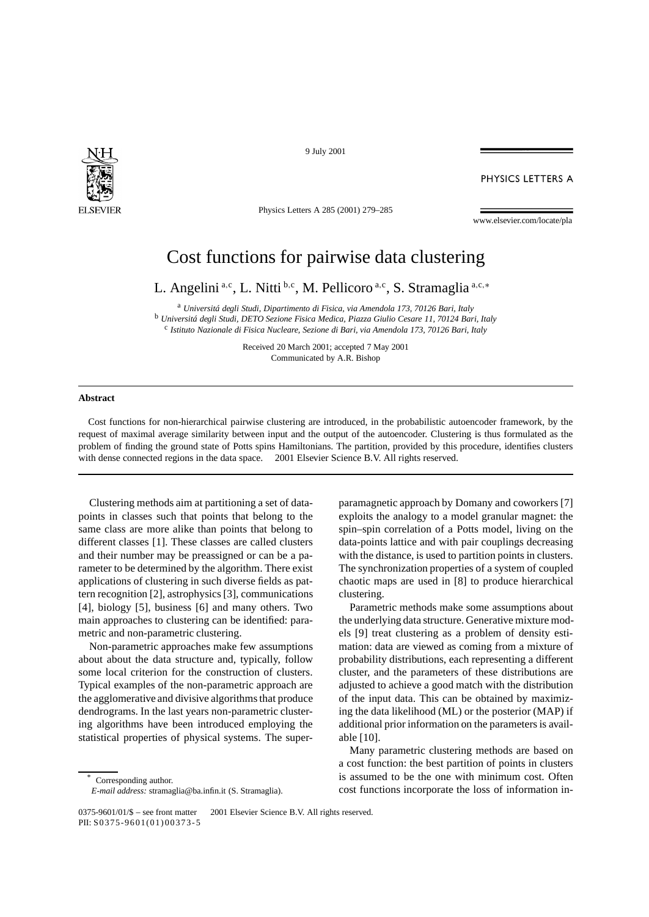# Cost functions for pairwise data clustering

L. Angelini [a,c], L. Nitti [b,c], M. Pellicoro [a,c], S. Stramaglia [a,c,*]

[a] *Universitá degli Studi, Dipartimento di Fisica, via Amendola 173, 70126 Bari, Italy*
[b] *Universitá degli Studi, DETO Sezione Fisica Medica, Piazza Giulio Cesare 11, 70124 Bari, Italy*
[c] *Istituto Nazionale di Fisica Nucleare, Sezione di Bari, via Amendola 173, 70126 Bari, Italy*

Received 20 March 2001; accepted 7 May 2001
Communicated by A.R. Bishop

## Abstract

Cost functions for non-hierarchical pairwise clustering are introduced, in the probabilistic autoencoder framework, by the request of maximal average similarity between input and the output of the autoencoder. Clustering is thus formulated as the problem of finding the ground state of Potts spins Hamiltonians. The partition, provided by this procedure, identifies clusters with dense connected regions in the data space. © 2001 Elsevier Science B.V. All rights reserved.

Clustering methods aim at partitioning a set of data-points in classes such that points that belong to the same class are more alike than points that belong to different classes [1]. These classes are called clusters and their number may be preassigned or can be a parameter to be determined by the algorithm. There exist applications of clustering in such diverse fields as pattern recognition [2], astrophysics [3], communications [4], biology [5], business [6] and many others. Two main approaches to clustering can be identified: parametric and non-parametric clustering.

Non-parametric approaches make few assumptions about about the data structure and, typically, follow some local criterion for the construction of clusters. Typical examples of the non-parametric approach are the agglomerative and divisive algorithms that produce dendrograms. In the last years non-parametric clustering algorithms have been introduced employing the statistical properties of physical systems. The superparamagnetic approach by Domany and coworkers [7] exploits the analogy to a model granular magnet: the spin–spin correlation of a Potts model, living on the data-points lattice and with pair couplings decreasing with the distance, is used to partition points in clusters. The synchronization properties of a system of coupled chaotic maps are used in [8] to produce hierarchical clustering.

Parametric methods make some assumptions about the underlying data structure. Generative mixture models [9] treat clustering as a problem of density estimation: data are viewed as coming from a mixture of probability distributions, each representing a different cluster, and the parameters of these distributions are adjusted to achieve a good match with the distribution of the input data. This can be obtained by maximizing the data likelihood (ML) or the posterior (MAP) if additional prior information on the parameters is available [10].

Many parametric clustering methods are based on a cost function: the best partition of points in clusters is assumed to be the one with minimum cost. Often cost functions incorporate the loss of information in-

\* Corresponding author.
*E-mail address:* stramaglia@ba.infn.it (S. Stramaglia).

0375-9601/01/$ – see front matter © 2001 Elsevier Science B.V. All rights reserved.
PII: S0375-9601(01)00373-5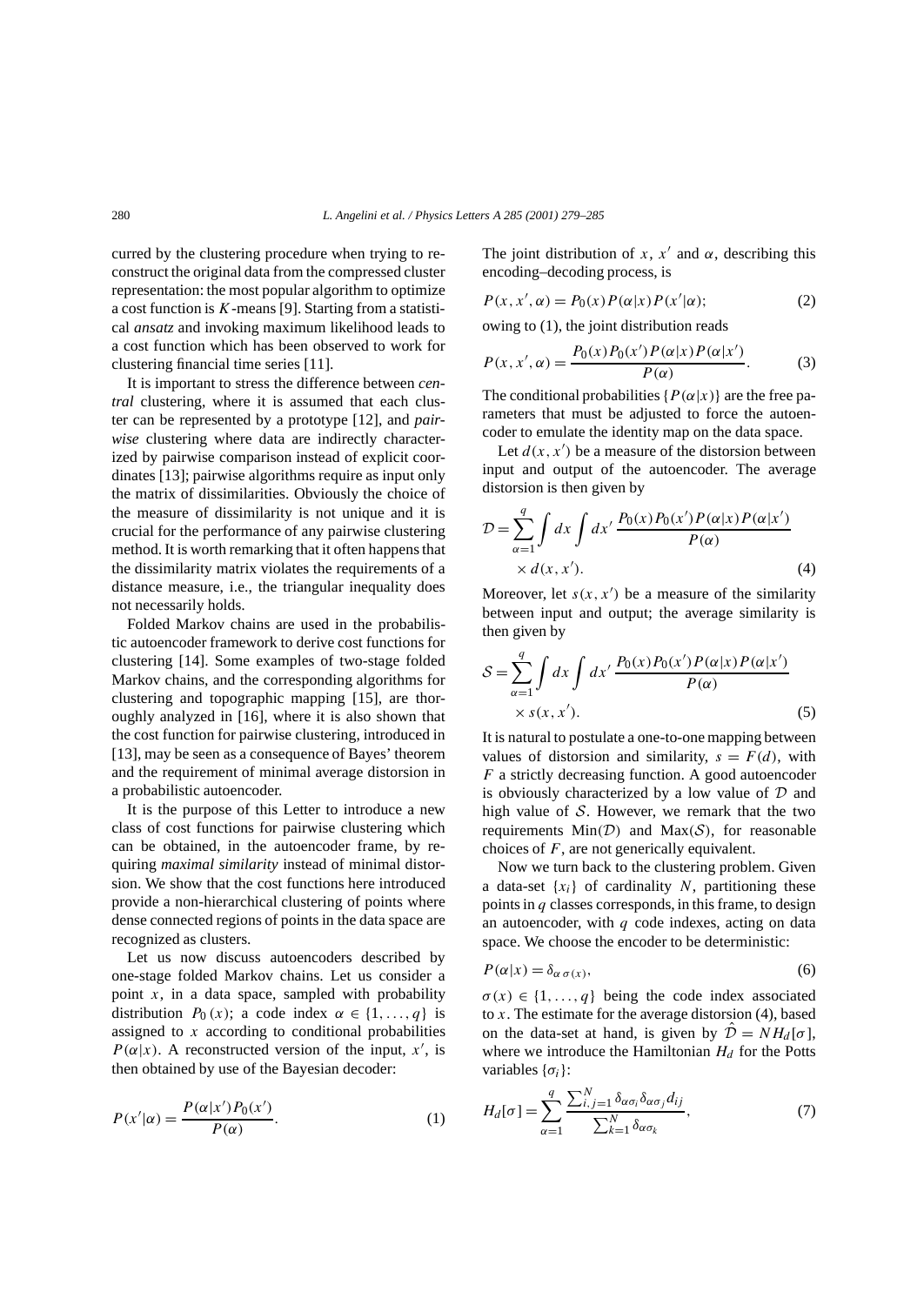curred by the clustering procedure when trying to reconstruct the original data from the compressed cluster representation: the most popular algorithm to optimize a cost function is $K$-means [9]. Starting from a statistical *ansatz* and invoking maximum likelihood leads to a cost function which has been observed to work for clustering financial time series [11].

It is important to stress the difference between *central* clustering, where it is assumed that each cluster can be represented by a prototype [12], and *pairwise* clustering where data are indirectly characterized by pairwise comparison instead of explicit coordinates [13]; pairwise algorithms require as input only the matrix of dissimilarities. Obviously the choice of the measure of dissimilarity is not unique and it is crucial for the performance of any pairwise clustering method. It is worth remarking that it often happens that the dissimilarity matrix violates the requirements of a distance measure, i.e., the triangular inequality does not necessarily holds.

Folded Markov chains are used in the probabilistic autoencoder framework to derive cost functions for clustering [14]. Some examples of two-stage folded Markov chains, and the corresponding algorithms for clustering and topographic mapping [15], are thoroughly analyzed in [16], where it is also shown that the cost function for pairwise clustering, introduced in [13], may be seen as a consequence of Bayes' theorem and the requirement of minimal average distorsion in a probabilistic autoencoder.

It is the purpose of this Letter to introduce a new class of cost functions for pairwise clustering which can be obtained, in the autoencoder frame, by requiring *maximal similarity* instead of minimal distorsion. We show that the cost functions here introduced provide a non-hierarchical clustering of points where dense connected regions of points in the data space are recognized as clusters.

Let us now discuss autoencoders described by one-stage folded Markov chains. Let us consider a point $x$, in a data space, sampled with probability distribution $P_0(x)$; a code index $\alpha \in \{1, \ldots, q\}$ is assigned to $x$ according to conditional probabilities $P(\alpha|x)$. A reconstructed version of the input, $x'$, is then obtained by use of the Bayesian decoder:

$$P(x'|\alpha) = \frac{P(\alpha|x')P_0(x')}{P(\alpha)}. \tag{1}$$

The joint distribution of $x$, $x'$ and $\alpha$, describing this encoding–decoding process, is

$$P(x, x', \alpha) = P_0(x)P(\alpha|x)P(x'|\alpha); \tag{2}$$

owing to (1), the joint distribution reads

$$P(x, x', \alpha) = \frac{P_0(x)P_0(x')P(\alpha|x)P(\alpha|x')}{P(\alpha)}. \tag{3}$$

The conditional probabilities $\{P(\alpha|x)\}$ are the free parameters that must be adjusted to force the autoencoder to emulate the identity map on the data space.

Let $d(x, x')$ be a measure of the distorsion between input and output of the autoencoder. The average distorsion is then given by

$$\mathcal{D} = \sum_{\alpha=1}^{q} \int dx \int dx' \, \frac{P_0(x)P_0(x')P(\alpha|x)P(\alpha|x')}{P(\alpha)} \times d(x, x'). \tag{4}$$

Moreover, let $s(x, x')$ be a measure of the similarity between input and output; the average similarity is then given by

$$\mathcal{S} = \sum_{\alpha=1}^{q} \int dx \int dx' \, \frac{P_0(x)P_0(x')P(\alpha|x)P(\alpha|x')}{P(\alpha)} \times s(x, x'). \tag{5}$$

It is natural to postulate a one-to-one mapping between values of distorsion and similarity, $s = F(d)$, with $F$ a strictly decreasing function. A good autoencoder is obviously characterized by a low value of $\mathcal{D}$ and high value of $\mathcal{S}$. However, we remark that the two requirements $\mathrm{Min}(\mathcal{D})$ and $\mathrm{Max}(\mathcal{S})$, for reasonable choices of $F$, are not generically equivalent.

Now we turn back to the clustering problem. Given a data-set $\{x_i\}$ of cardinality $N$, partitioning these points in $q$ classes corresponds, in this frame, to design an autoencoder, with $q$ code indexes, acting on data space. We choose the encoder to be deterministic:

$$P(\alpha|x) = \delta_{\alpha\,\sigma(x)}, \tag{6}$$

$\sigma(x) \in \{1, \ldots, q\}$ being the code index associated to $x$. The estimate for the average distorsion (4), based on the data-set at hand, is given by $\hat{\mathcal{D}} = N H_d[\sigma]$, where we introduce the Hamiltonian $H_d$ for the Potts variables $\{\sigma_i\}$:

$$H_d[\sigma] = \sum_{\alpha=1}^{q} \frac{\sum_{i,j=1}^{N} \delta_{\alpha\sigma_i}\delta_{\alpha\sigma_j} d_{ij}}{\sum_{k=1}^{N} \delta_{\alpha\sigma_k}}, \tag{7}$$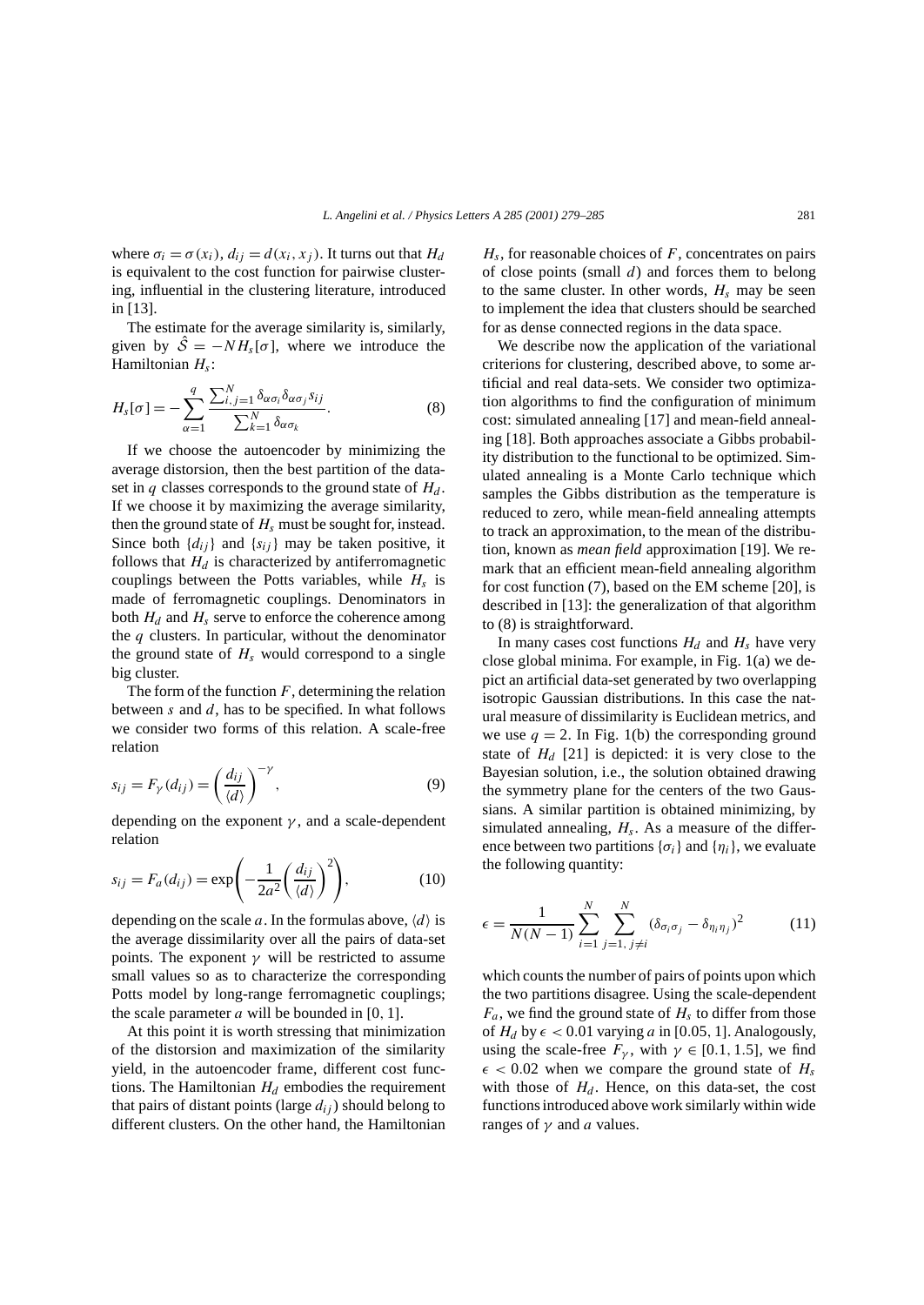where $\sigma_i = \sigma(x_i)$, $d_{ij} = d(x_i, x_j)$. It turns out that $H_d$ is equivalent to the cost function for pairwise clustering, influential in the clustering literature, introduced in [13].

The estimate for the average similarity is, similarly, given by $\hat{\mathcal{S}} = -N H_s[\sigma]$, where we introduce the Hamiltonian $H_s$:

$$H_s[\sigma] = -\sum_{\alpha=1}^{q} \frac{\sum_{i,j=1}^{N} \delta_{\alpha\sigma_i}\delta_{\alpha\sigma_j} s_{ij}}{\sum_{k=1}^{N} \delta_{\alpha\sigma_k}}. \tag{8}$$

If we choose the autoencoder by minimizing the average distorsion, then the best partition of the data-set in $q$ classes corresponds to the ground state of $H_d$. If we choose it by maximizing the average similarity, then the ground state of $H_s$ must be sought for, instead. Since both $\{d_{ij}\}$ and $\{s_{ij}\}$ may be taken positive, it follows that $H_d$ is characterized by antiferromagnetic couplings between the Potts variables, while $H_s$ is made of ferromagnetic couplings. Denominators in both $H_d$ and $H_s$ serve to enforce the coherence among the $q$ clusters. In particular, without the denominator the ground state of $H_s$ would correspond to a single big cluster.

The form of the function $F$, determining the relation between $s$ and $d$, has to be specified. In what follows we consider two forms of this relation. A scale-free relation

$$s_{ij} = F_\gamma(d_{ij}) = \left(\frac{d_{ij}}{\langle d \rangle}\right)^{-\gamma}, \tag{9}$$

depending on the exponent $\gamma$, and a scale-dependent relation

$$s_{ij} = F_a(d_{ij}) = \exp\left(-\frac{1}{2a^2}\left(\frac{d_{ij}}{\langle d \rangle}\right)^2\right), \tag{10}$$

depending on the scale $a$. In the formulas above, $\langle d \rangle$ is the average dissimilarity over all the pairs of data-set points. The exponent $\gamma$ will be restricted to assume small values so as to characterize the corresponding Potts model by long-range ferromagnetic couplings; the scale parameter $a$ will be bounded in $[0, 1]$.

At this point it is worth stressing that minimization of the distorsion and maximization of the similarity yield, in the autoencoder frame, different cost functions. The Hamiltonian $H_d$ embodies the requirement that pairs of distant points (large $d_{ij}$) should belong to different clusters. On the other hand, the Hamiltonian $H_s$, for reasonable choices of $F$, concentrates on pairs of close points (small $d$) and forces them to belong to the same cluster. In other words, $H_s$ may be seen to implement the idea that clusters should be searched for as dense connected regions in the data space.

We describe now the application of the variational criterions for clustering, described above, to some artificial and real data-sets. We consider two optimization algorithms to find the configuration of minimum cost: simulated annealing [17] and mean-field annealing [18]. Both approaches associate a Gibbs probability distribution to the functional to be optimized. Simulated annealing is a Monte Carlo technique which samples the Gibbs distribution as the temperature is reduced to zero, while mean-field annealing attempts to track an approximation, to the mean of the distribution, known as *mean field* approximation [19]. We remark that an efficient mean-field annealing algorithm for cost function (7), based on the EM scheme [20], is described in [13]: the generalization of that algorithm to (8) is straightforward.

In many cases cost functions $H_d$ and $H_s$ have very close global minima. For example, in Fig. 1(a) we depict an artificial data-set generated by two overlapping isotropic Gaussian distributions. In this case the natural measure of dissimilarity is Euclidean metrics, and we use $q = 2$. In Fig. 1(b) the corresponding ground state of $H_d$ [21] is depicted: it is very close to the Bayesian solution, i.e., the solution obtained drawing the symmetry plane for the centers of the two Gaussians. A similar partition is obtained minimizing, by simulated annealing, $H_s$. As a measure of the difference between two partitions $\{\sigma_i\}$ and $\{\eta_i\}$, we evaluate the following quantity:

$$\epsilon = \frac{1}{N(N-1)} \sum_{i=1}^{N} \sum_{j=1,\, j \neq i}^{N} (\delta_{\sigma_i\sigma_j} - \delta_{\eta_i\eta_j})^2 \tag{11}$$

which counts the number of pairs of points upon which the two partitions disagree. Using the scale-dependent $F_a$, we find the ground state of $H_s$ to differ from those of $H_d$ by $\epsilon < 0.01$ varying $a$ in $[0.05, 1]$. Analogously, using the scale-free $F_\gamma$, with $\gamma \in [0.1, 1.5]$, we find $\epsilon < 0.02$ when we compare the ground state of $H_s$ with those of $H_d$. Hence, on this data-set, the cost functions introduced above work similarly within wide ranges of $\gamma$ and $a$ values.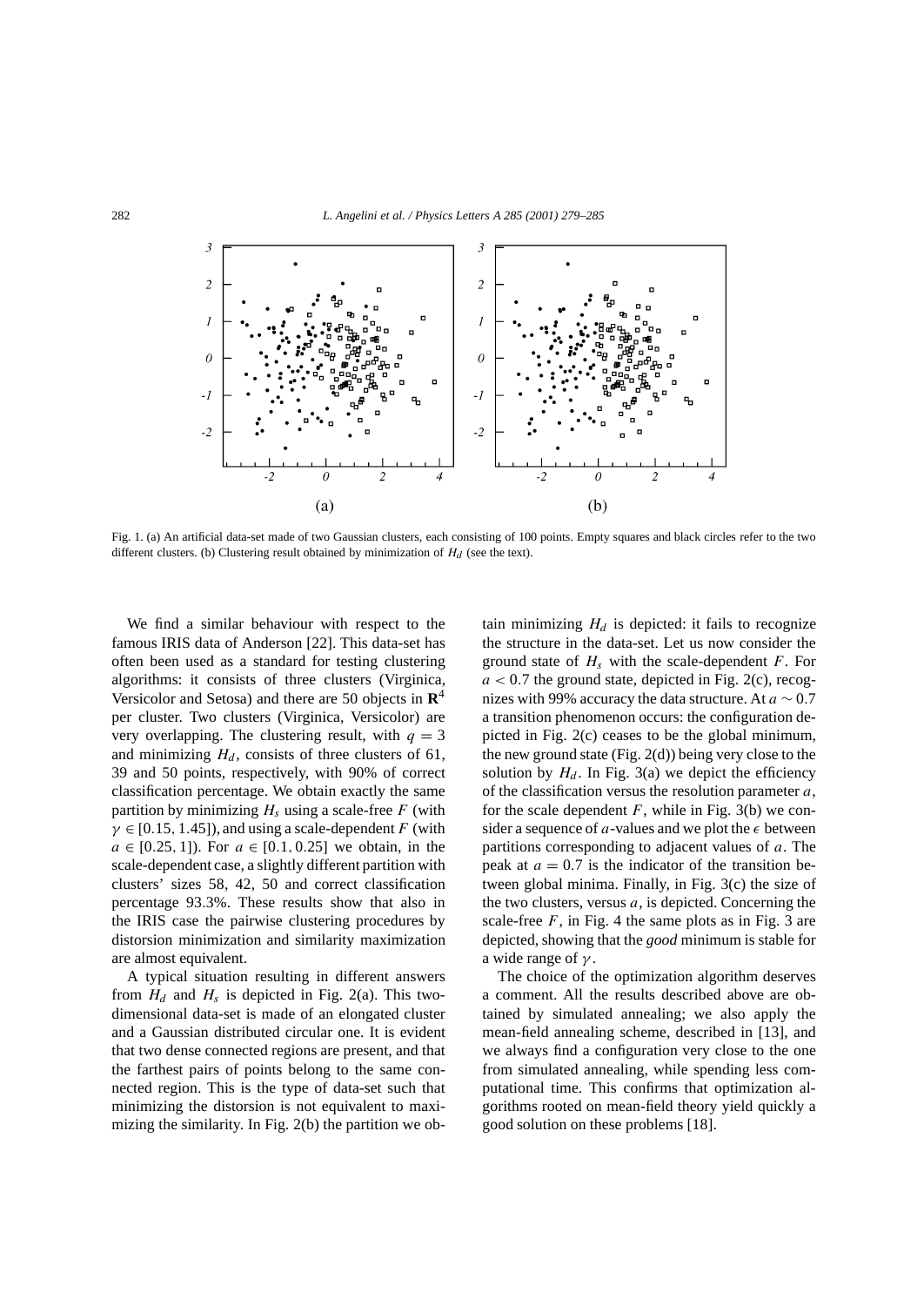Fig. 1. (a) An artificial data-set made of two Gaussian clusters, each consisting of 100 points. Empty squares and black circles refer to the two different clusters. (b) Clustering result obtained by minimization of $H_d$ (see the text).

We find a similar behaviour with respect to the famous IRIS data of Anderson [22]. This data-set has often been used as a standard for testing clustering algorithms: it consists of three clusters (Virginica, Versicolor and Setosa) and there are 50 objects in $\mathbf{R}^4$ per cluster. Two clusters (Virginica, Versicolor) are very overlapping. The clustering result, with $q = 3$ and minimizing $H_d$, consists of three clusters of 61, 39 and 50 points, respectively, with 90% of correct classification percentage. We obtain exactly the same partition by minimizing $H_s$ using a scale-free $F$ (with $\gamma \in [0.15, 1.45]$), and using a scale-dependent $F$ (with $a \in [0.25, 1]$). For $a \in [0.1, 0.25]$ we obtain, in the scale-dependent case, a slightly different partition with clusters' sizes 58, 42, 50 and correct classification percentage 93.3%. These results show that also in the IRIS case the pairwise clustering procedures by distorsion minimization and similarity maximization are almost equivalent.

A typical situation resulting in different answers from $H_d$ and $H_s$ is depicted in Fig. 2(a). This two-dimensional data-set is made of an elongated cluster and a Gaussian distributed circular one. It is evident that two dense connected regions are present, and that the farthest pairs of points belong to the same connected region. This is the type of data-set such that minimizing the distorsion is not equivalent to maximizing the similarity. In Fig. 2(b) the partition we obtain minimizing $H_d$ is depicted: it fails to recognize the structure in the data-set. Let us now consider the ground state of $H_s$ with the scale-dependent $F$. For $a < 0.7$ the ground state, depicted in Fig. 2(c), recognizes with 99% accuracy the data structure. At $a \sim 0.7$ a transition phenomenon occurs: the configuration depicted in Fig. 2(c) ceases to be the global minimum, the new ground state (Fig. 2(d)) being very close to the solution by $H_d$. In Fig. 3(a) we depict the efficiency of the classification versus the resolution parameter $a$, for the scale dependent $F$, while in Fig. 3(b) we consider a sequence of $a$-values and we plot the $\epsilon$ between partitions corresponding to adjacent values of $a$. The peak at $a = 0.7$ is the indicator of the transition between global minima. Finally, in Fig. 3(c) the size of the two clusters, versus $a$, is depicted. Concerning the scale-free $F$, in Fig. 4 the same plots as in Fig. 3 are depicted, showing that the *good* minimum is stable for a wide range of $\gamma$.

The choice of the optimization algorithm deserves a comment. All the results described above are obtained by simulated annealing; we also apply the mean-field annealing scheme, described in [13], and we always find a configuration very close to the one from simulated annealing, while spending less computational time. This confirms that optimization algorithms rooted on mean-field theory yield quickly a good solution on these problems [18].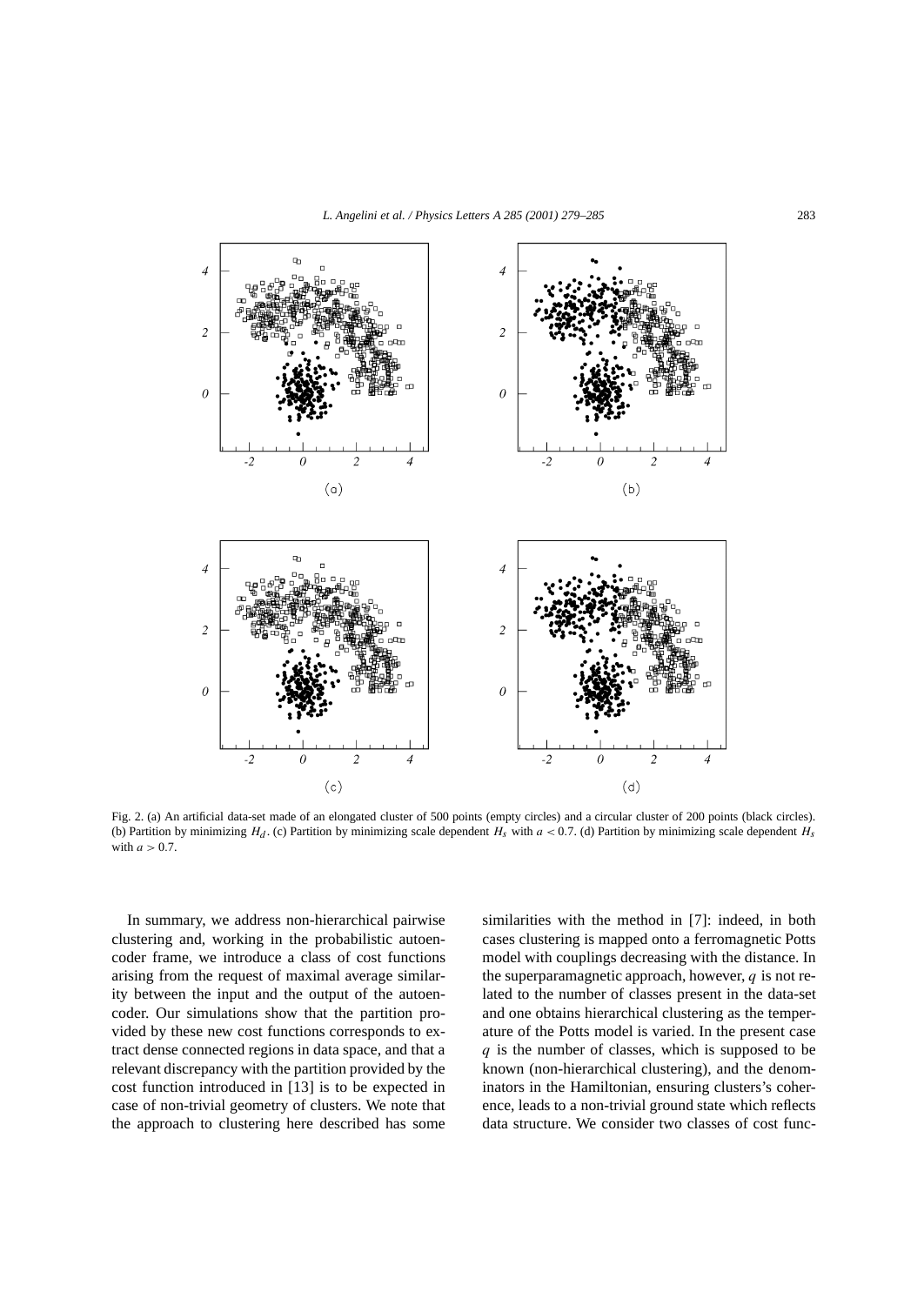Fig. 2. (a) An artificial data-set made of an elongated cluster of 500 points (empty circles) and a circular cluster of 200 points (black circles). (b) Partition by minimizing $H_d$. (c) Partition by minimizing scale dependent $H_s$ with $a < 0.7$. (d) Partition by minimizing scale dependent $H_s$ with $a > 0.7$.

In summary, we address non-hierarchical pairwise clustering and, working in the probabilistic autoencoder frame, we introduce a class of cost functions arising from the request of maximal average similarity between the input and the output of the autoencoder. Our simulations show that the partition provided by these new cost functions corresponds to extract dense connected regions in data space, and that a relevant discrepancy with the partition provided by the cost function introduced in [13] is to be expected in case of non-trivial geometry of clusters. We note that the approach to clustering here described has some similarities with the method in [7]: indeed, in both cases clustering is mapped onto a ferromagnetic Potts model with couplings decreasing with the distance. In the superparamagnetic approach, however, $q$ is not related to the number of classes present in the data-set and one obtains hierarchical clustering as the temperature of the Potts model is varied. In the present case $q$ is the number of classes, which is supposed to be known (non-hierarchical clustering), and the denominators in the Hamiltonian, ensuring clusters's coherence, leads to a non-trivial ground state which reflects data structure. We consider two classes of cost func-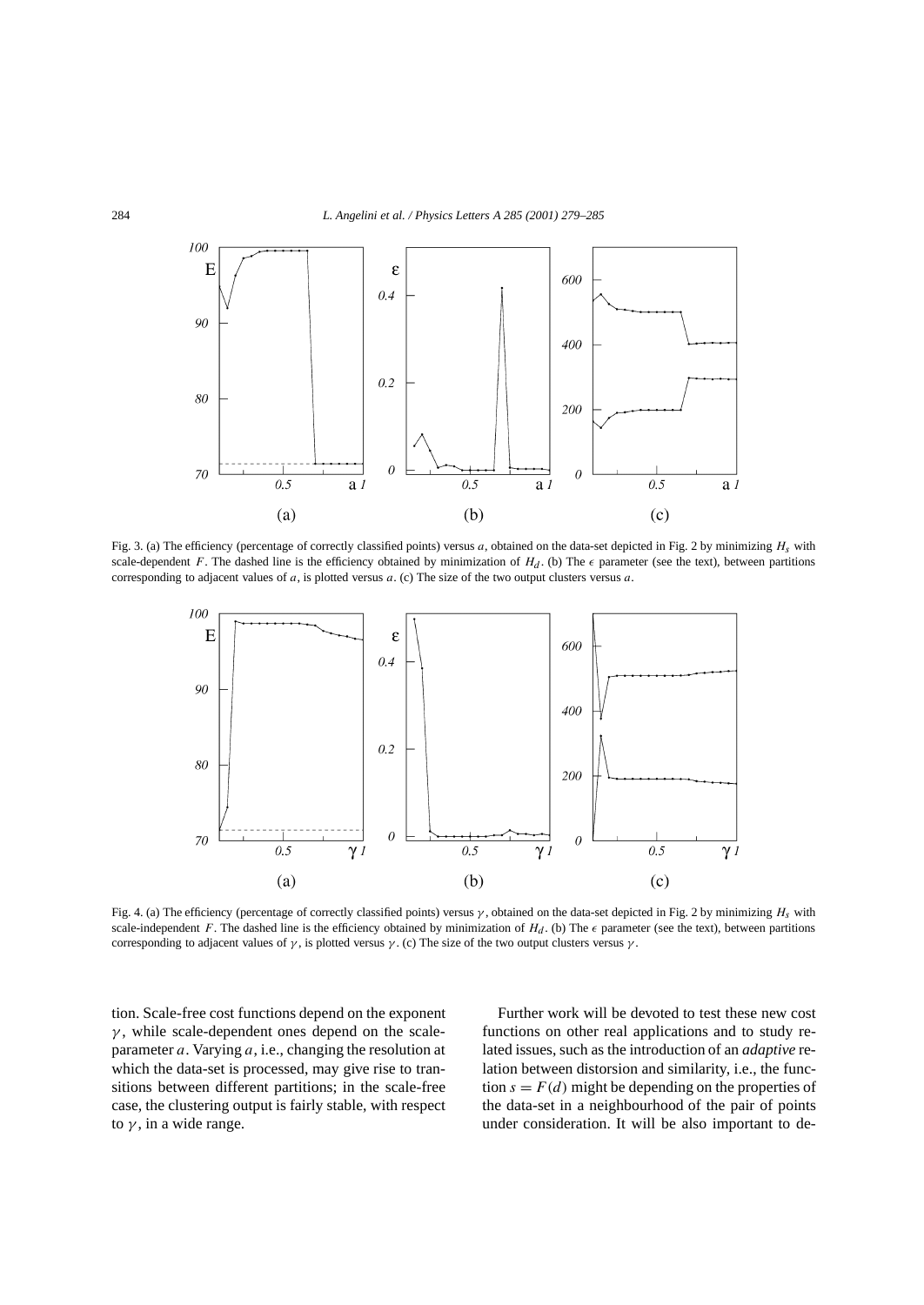Fig. 3. (a) The efficiency (percentage of correctly classified points) versus $a$, obtained on the data-set depicted in Fig. 2 by minimizing $H_s$ with scale-dependent $F$. The dashed line is the efficiency obtained by minimization of $H_d$. (b) The $\epsilon$ parameter (see the text), between partitions corresponding to adjacent values of $a$, is plotted versus $a$. (c) The size of the two output clusters versus $a$.

Fig. 4. (a) The efficiency (percentage of correctly classified points) versus $\gamma$, obtained on the data-set depicted in Fig. 2 by minimizing $H_s$ with scale-independent $F$. The dashed line is the efficiency obtained by minimization of $H_d$. (b) The $\epsilon$ parameter (see the text), between partitions corresponding to adjacent values of $\gamma$, is plotted versus $\gamma$. (c) The size of the two output clusters versus $\gamma$.

tion. Scale-free cost functions depend on the exponent $\gamma$, while scale-dependent ones depend on the scale-parameter $a$. Varying $a$, i.e., changing the resolution at which the data-set is processed, may give rise to transitions between different partitions; in the scale-free case, the clustering output is fairly stable, with respect to $\gamma$, in a wide range.

Further work will be devoted to test these new cost functions on other real applications and to study related issues, such as the introduction of an *adaptive* relation between distorsion and similarity, i.e., the function $s = F(d)$ might be depending on the properties of the data-set in a neighbourhood of the pair of points under consideration. It will be also important to de-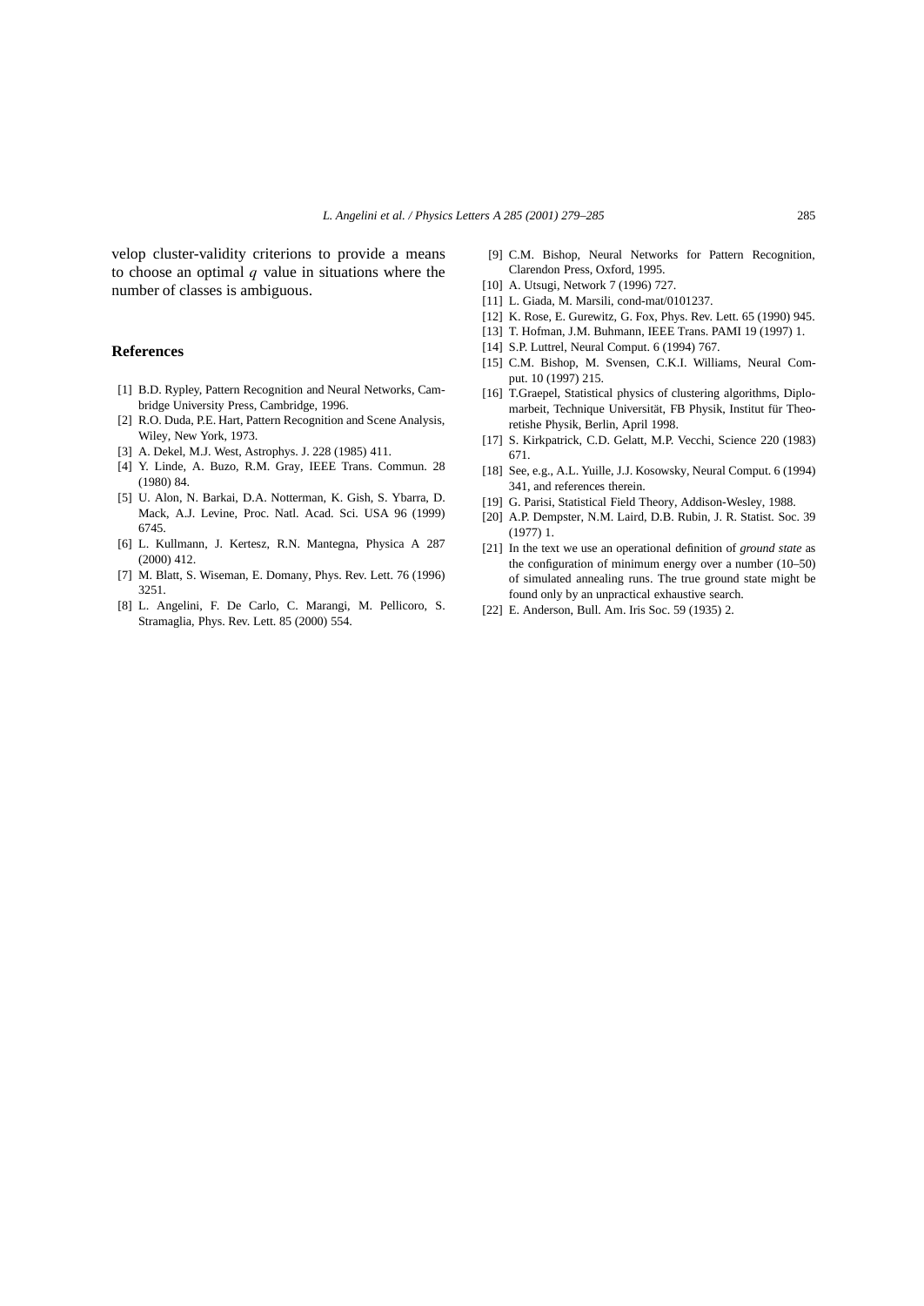velop cluster-validity criterions to provide a means to choose an optimal $q$ value in situations where the number of classes is ambiguous.

## References

[1] B.D. Rypley, Pattern Recognition and Neural Networks, Cambridge University Press, Cambridge, 1996.

[2] R.O. Duda, P.E. Hart, Pattern Recognition and Scene Analysis, Wiley, New York, 1973.

[3] A. Dekel, M.J. West, Astrophys. J. 228 (1985) 411.

[4] Y. Linde, A. Buzo, R.M. Gray, IEEE Trans. Commun. 28 (1980) 84.

[5] U. Alon, N. Barkai, D.A. Notterman, K. Gish, S. Ybarra, D. Mack, A.J. Levine, Proc. Natl. Acad. Sci. USA 96 (1999) 6745.

[6] L. Kullmann, J. Kertesz, R.N. Mantegna, Physica A 287 (2000) 412.

[7] M. Blatt, S. Wiseman, E. Domany, Phys. Rev. Lett. 76 (1996) 3251.

[8] L. Angelini, F. De Carlo, C. Marangi, M. Pellicoro, S. Stramaglia, Phys. Rev. Lett. 85 (2000) 554.

[9] C.M. Bishop, Neural Networks for Pattern Recognition, Clarendon Press, Oxford, 1995.

[10] A. Utsugi, Network 7 (1996) 727.

[11] L. Giada, M. Marsili, cond-mat/0101237.

[12] K. Rose, E. Gurewitz, G. Fox, Phys. Rev. Lett. 65 (1990) 945.

[13] T. Hofman, J.M. Buhmann, IEEE Trans. PAMI 19 (1997) 1.

[14] S.P. Luttrel, Neural Comput. 6 (1994) 767.

[15] C.M. Bishop, M. Svensen, C.K.I. Williams, Neural Comput. 10 (1997) 215.

[16] T.Graepel, Statistical physics of clustering algorithms, Diplomarbeit, Technique Universität, FB Physik, Institut für Theoretishe Physik, Berlin, April 1998.

[17] S. Kirkpatrick, C.D. Gelatt, M.P. Vecchi, Science 220 (1983) 671.

[18] See, e.g., A.L. Yuille, J.J. Kosowsky, Neural Comput. 6 (1994) 341, and references therein.

[19] G. Parisi, Statistical Field Theory, Addison-Wesley, 1988.

[20] A.P. Dempster, N.M. Laird, D.B. Rubin, J. R. Statist. Soc. 39 (1977) 1.

[21] In the text we use an operational definition of *ground state* as the configuration of minimum energy over a number (10–50) of simulated annealing runs. The true ground state might be found only by an unpractical exhaustive search.

[22] E. Anderson, Bull. Am. Iris Soc. 59 (1935) 2.